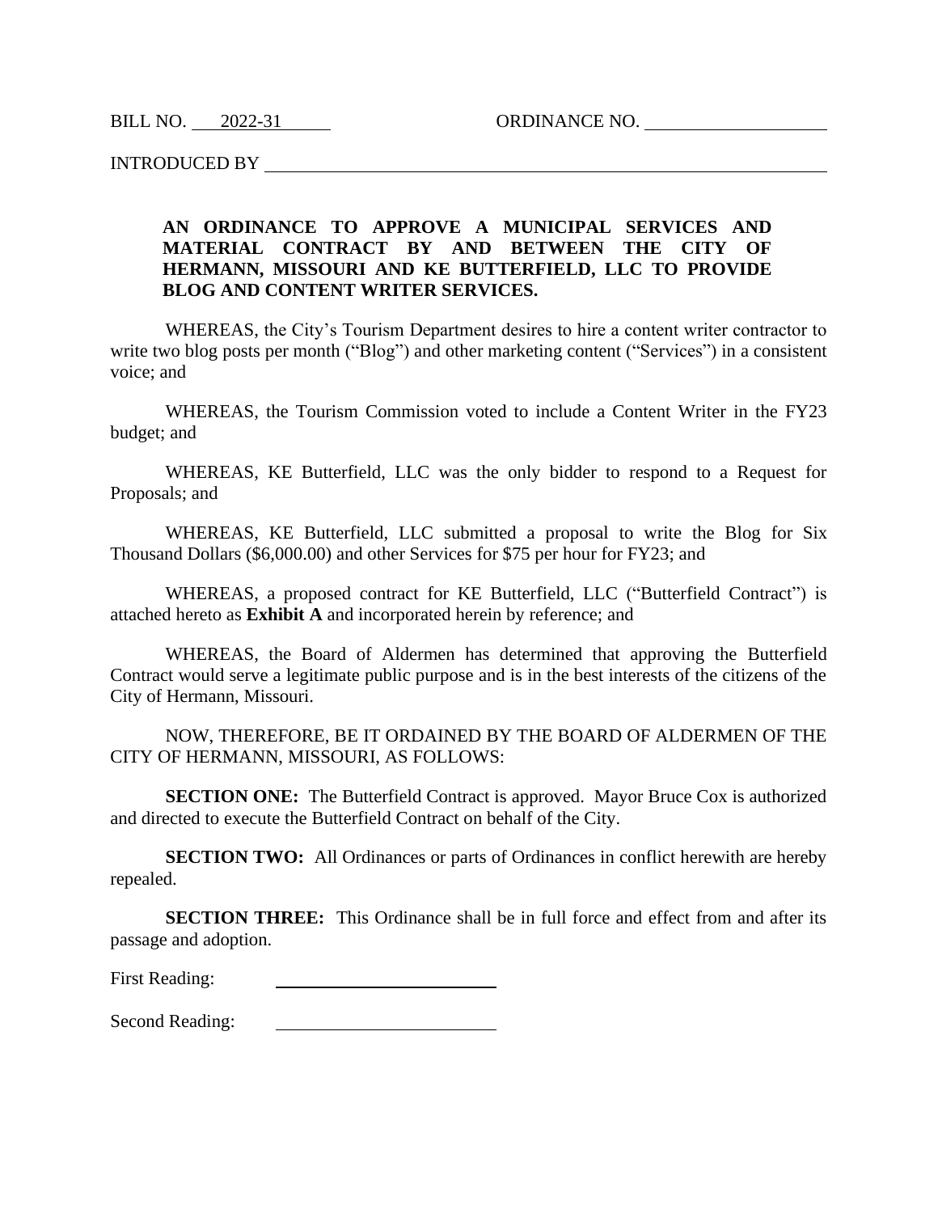BILL NO. 2022-31 ORDINANCE NO. ____________

INTRODUCED BY ____________

**AN ORDINANCE TO APPROVE A MUNICIPAL SERVICES AND MATERIAL CONTRACT BY AND BETWEEN THE CITY OF HERMANN, MISSOURI AND KE BUTTERFIELD, LLC TO PROVIDE BLOG AND CONTENT WRITER SERVICES.**

WHEREAS, the City's Tourism Department desires to hire a content writer contractor to write two blog posts per month ("Blog") and other marketing content ("Services") in a consistent voice; and

WHEREAS, the Tourism Commission voted to include a Content Writer in the FY23 budget; and

WHEREAS, KE Butterfield, LLC was the only bidder to respond to a Request for Proposals; and

WHEREAS, KE Butterfield, LLC submitted a proposal to write the Blog for Six Thousand Dollars ($6,000.00) and other Services for $75 per hour for FY23; and

WHEREAS, a proposed contract for KE Butterfield, LLC ("Butterfield Contract") is attached hereto as **Exhibit A** and incorporated herein by reference; and

WHEREAS, the Board of Aldermen has determined that approving the Butterfield Contract would serve a legitimate public purpose and is in the best interests of the citizens of the City of Hermann, Missouri.

NOW, THEREFORE, BE IT ORDAINED BY THE BOARD OF ALDERMEN OF THE CITY OF HERMANN, MISSOURI, AS FOLLOWS:

**SECTION ONE:** The Butterfield Contract is approved. Mayor Bruce Cox is authorized and directed to execute the Butterfield Contract on behalf of the City.

**SECTION TWO:** All Ordinances or parts of Ordinances in conflict herewith are hereby repealed.

**SECTION THREE:** This Ordinance shall be in full force and effect from and after its passage and adoption.

First Reading: ____________

Second Reading: ____________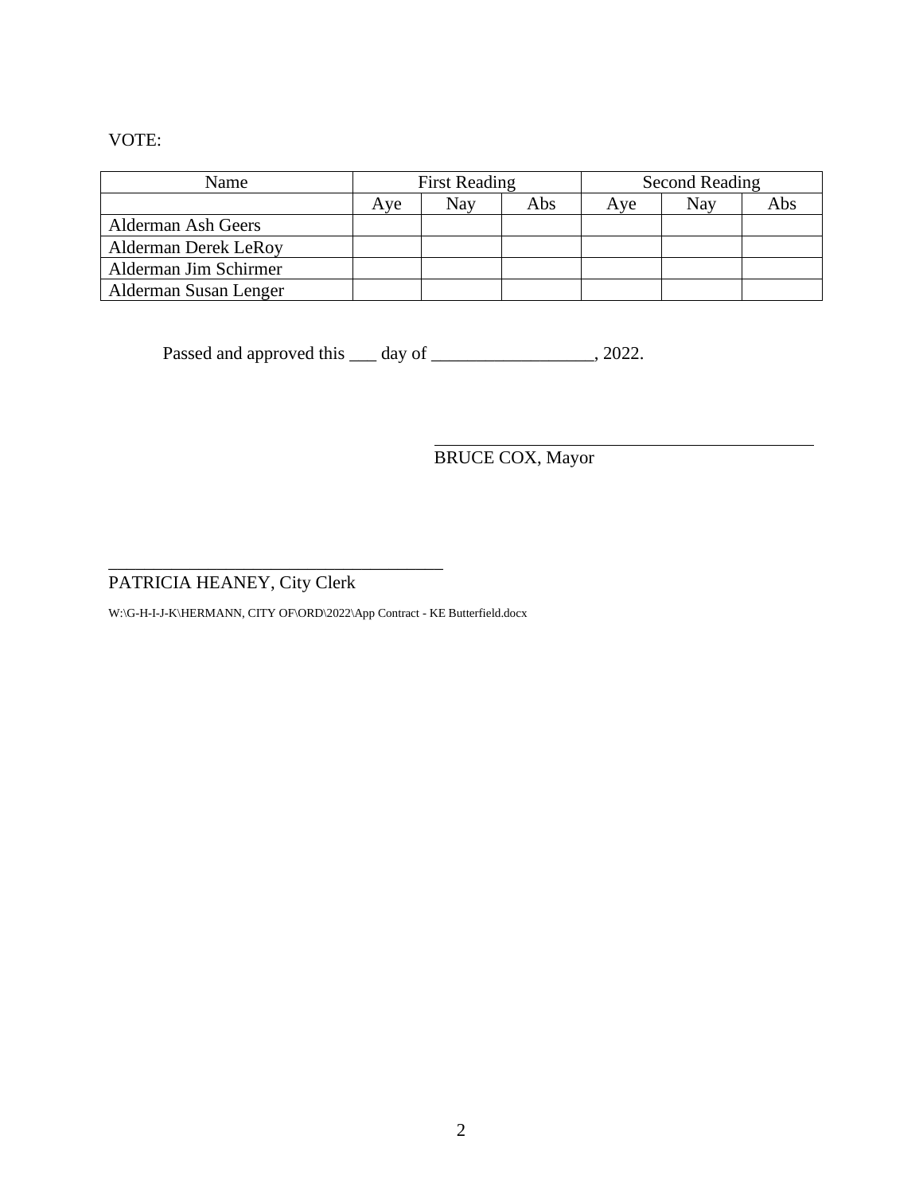VOTE:

| Name | First Reading | | | Second Reading | | |
|---|---|---|---|---|---|---|
| | Aye | Nay | Abs | Aye | Nay | Abs |
| Alderman Ash Geers | | | | | | |
| Alderman Derek LeRoy | | | | | | |
| Alderman Jim Schirmer | | | | | | |
| Alderman Susan Lenger | | | | | | |

Passed and approved this ___ day of __________________, 2022.

_____________________________________________
BRUCE COX, Mayor

_______________________________________
PATRICIA HEANEY, City Clerk

W:\G-H-I-J-K\HERMANN, CITY OF\ORD\2022\App Contract - KE Butterfield.docx